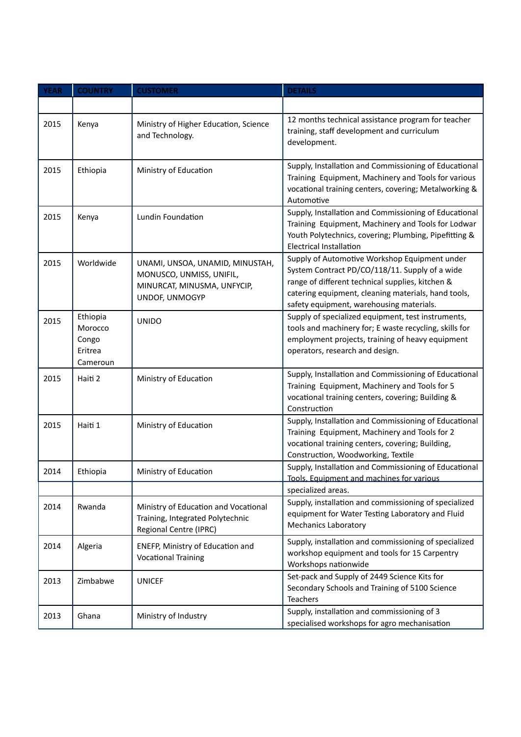| YEAR | COUNTRY | CUSTOMER | DETAILS |
|---|---|---|---|
| | | | |
| 2015 | Kenya | Ministry of Higher Education, Science and Technology. | 12 months technical assistance program for teacher training, staff development and curriculum development. |
| 2015 | Ethiopia | Ministry of Education | Supply, Installation and Commissioning of Educational Training Equipment, Machinery and Tools for various vocational training centers, covering; Metalworking & Automotive |
| 2015 | Kenya | Lundin Foundation | Supply, Installation and Commissioning of Educational Training Equipment, Machinery and Tools for Lodwar Youth Polytechnics, covering; Plumbing, Pipefitting & Electrical Installation |
| 2015 | Worldwide | UNAMI, UNSOA, UNAMID, MINUSTAH, MONUSCO, UNMISS, UNIFIL, MINURCAT, MINUSMA, UNFYCIP, UNDOF, UNMOGYP | Supply of Automotive Workshop Equipment under System Contract PD/CO/118/11. Supply of a wide range of different technical supplies, kitchen & catering equipment, cleaning materials, hand tools, safety equipment, warehousing materials. |
| 2015 | Ethiopia<br>Morocco<br>Congo<br>Eritrea<br>Cameroun | UNIDO | Supply of specialized equipment, test instruments, tools and machinery for; E waste recycling, skills for employment projects, training of heavy equipment operators, research and design. |
| 2015 | Haiti 2 | Ministry of Education | Supply, Installation and Commissioning of Educational Training Equipment, Machinery and Tools for 5 vocational training centers, covering; Building & Construction |
| 2015 | Haiti 1 | Ministry of Education | Supply, Installation and Commissioning of Educational Training Equipment, Machinery and Tools for 2 vocational training centers, covering; Building, Construction, Woodworking, Textile |
| 2014 | Ethiopia | Ministry of Education | Supply, Installation and Commissioning of Educational Tools, Equipment and machines for various |
| | | | specialized areas. |
| 2014 | Rwanda | Ministry of Education and Vocational Training, Integrated Polytechnic Regional Centre (IPRC) | Supply, installation and commissioning of specialized equipment for Water Testing Laboratory and Fluid Mechanics Laboratory |
| 2014 | Algeria | ENEFP, Ministry of Education and Vocational Training | Supply, installation and commissioning of specialized workshop equipment and tools for 15 Carpentry Workshops nationwide |
| 2013 | Zimbabwe | UNICEF | Set-pack and Supply of 2449 Science Kits for Secondary Schools and Training of 5100 Science Teachers |
| 2013 | Ghana | Ministry of Industry | Supply, installation and commissioning of 3 specialised workshops for agro mechanisation |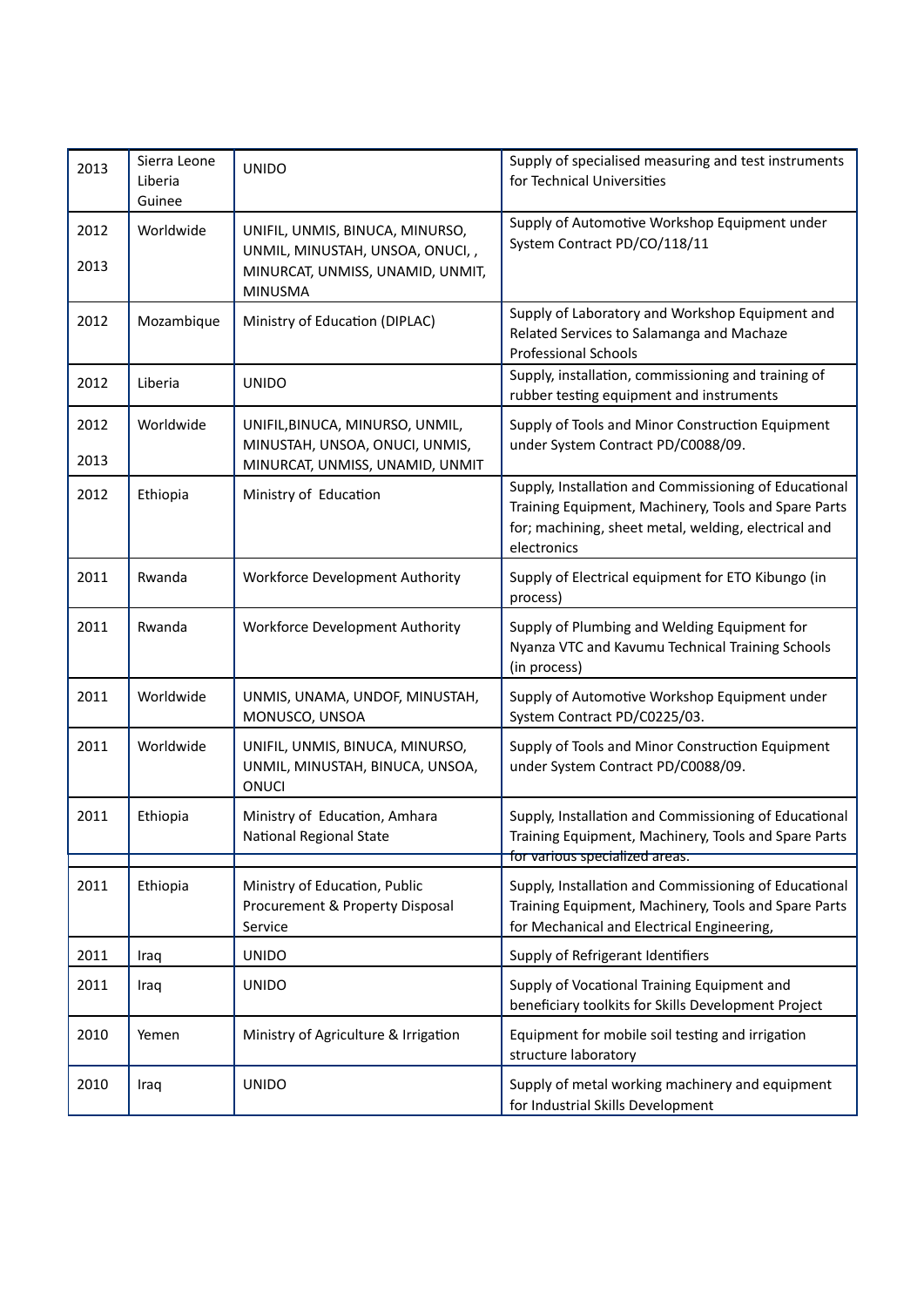| | | | |
|---|---|---|---|
| 2013 | Sierra Leone Liberia Guinee | UNIDO | Supply of specialised measuring and test instruments for Technical Universities |
| 2012 2013 | Worldwide | UNIFIL, UNMIS, BINUCA, MINURSO, UNMIL, MINUSTAH, UNSOA, ONUCI, , MINURCAT, UNMISS, UNAMID, UNMIT, MINUSMA | Supply of Automotive Workshop Equipment under System Contract PD/CO/118/11 |
| 2012 | Mozambique | Ministry of Education (DIPLAC) | Supply of Laboratory and Workshop Equipment and Related Services to Salamanga and Machaze Professional Schools |
| 2012 | Liberia | UNIDO | Supply, installation, commissioning and training of rubber testing equipment and instruments |
| 2012 2013 | Worldwide | UNIFIL,BINUCA, MINURSO, UNMIL, MINUSTAH, UNSOA, ONUCI, UNMIS, MINURCAT, UNMISS, UNAMID, UNMIT | Supply of Tools and Minor Construction Equipment under System Contract PD/C0088/09. |
| 2012 | Ethiopia | Ministry of Education | Supply, Installation and Commissioning of Educational Training Equipment, Machinery, Tools and Spare Parts for; machining, sheet metal, welding, electrical and electronics |
| 2011 | Rwanda | Workforce Development Authority | Supply of Electrical equipment for ETO Kibungo (in process) |
| 2011 | Rwanda | Workforce Development Authority | Supply of Plumbing and Welding Equipment for Nyanza VTC and Kavumu Technical Training Schools (in process) |
| 2011 | Worldwide | UNMIS, UNAMA, UNDOF, MINUSTAH, MONUSCO, UNSOA | Supply of Automotive Workshop Equipment under System Contract PD/C0225/03. |
| 2011 | Worldwide | UNIFIL, UNMIS, BINUCA, MINURSO, UNMIL, MINUSTAH, BINUCA, UNSOA, ONUCI | Supply of Tools and Minor Construction Equipment under System Contract PD/C0088/09. |
| 2011 | Ethiopia | Ministry of Education, Amhara National Regional State | Supply, Installation and Commissioning of Educational Training Equipment, Machinery, Tools and Spare Parts for various specialized areas. |
| 2011 | Ethiopia | Ministry of Education, Public Procurement & Property Disposal Service | Supply, Installation and Commissioning of Educational Training Equipment, Machinery, Tools and Spare Parts for Mechanical and Electrical Engineering, |
| 2011 | Iraq | UNIDO | Supply of Refrigerant Identifiers |
| 2011 | Iraq | UNIDO | Supply of Vocational Training Equipment and beneficiary toolkits for Skills Development Project |
| 2010 | Yemen | Ministry of Agriculture & Irrigation | Equipment for mobile soil testing and irrigation structure laboratory |
| 2010 | Iraq | UNIDO | Supply of metal working machinery and equipment for Industrial Skills Development |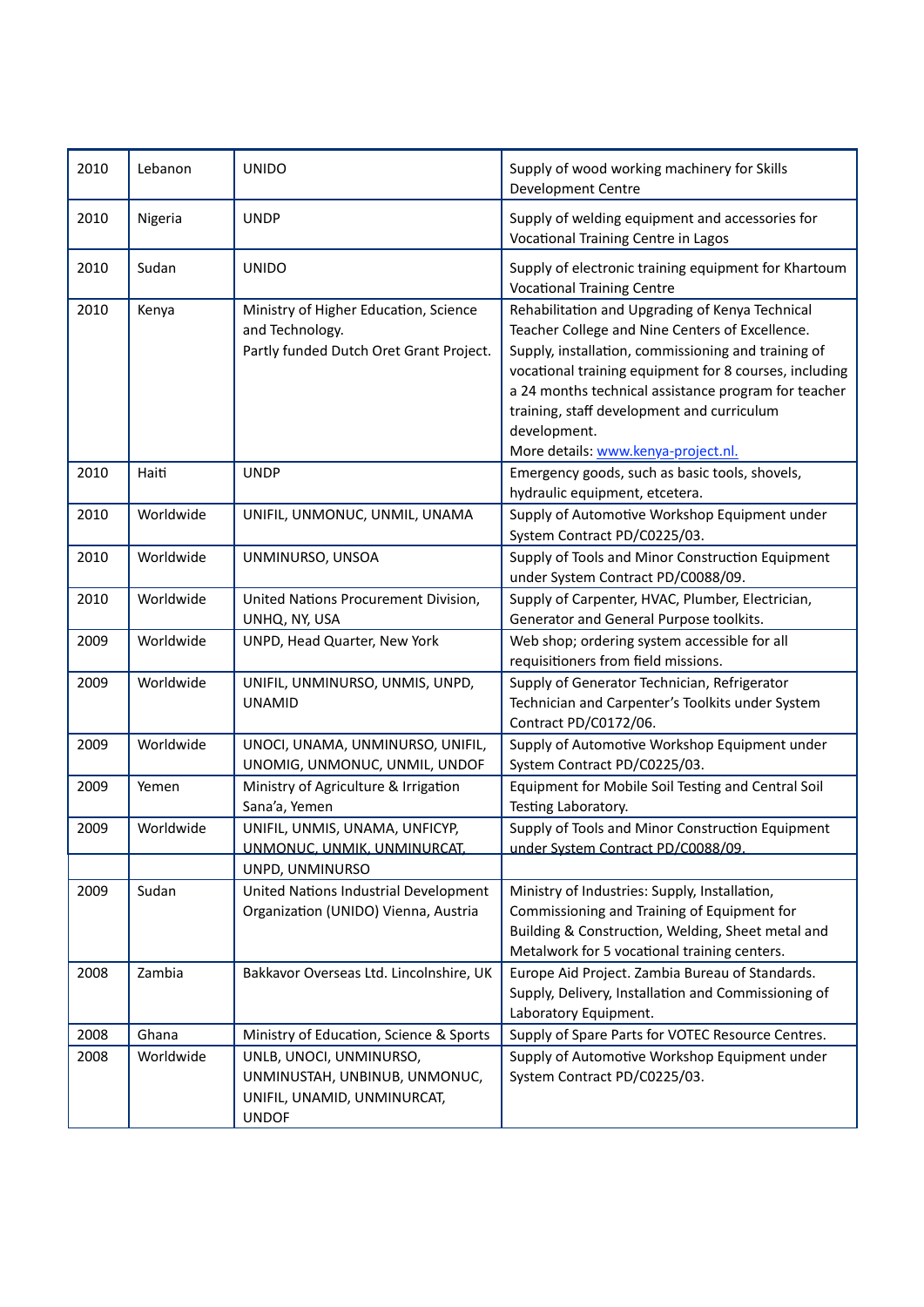| 2010 | Lebanon | UNIDO | Supply of wood working machinery for Skills Development Centre |
|---|---|---|---|
| 2010 | Nigeria | UNDP | Supply of welding equipment and accessories for Vocational Training Centre in Lagos |
| 2010 | Sudan | UNIDO | Supply of electronic training equipment for Khartoum Vocational Training Centre |
| 2010 | Kenya | Ministry of Higher Education, Science and Technology.<br>Partly funded Dutch Oret Grant Project. | Rehabilitation and Upgrading of Kenya Technical Teacher College and Nine Centers of Excellence. Supply, installation, commissioning and training of vocational training equipment for 8 courses, including a 24 months technical assistance program for teacher training, staff development and curriculum development.<br>More details: www.kenya-project.nl. |
| 2010 | Haiti | UNDP | Emergency goods, such as basic tools, shovels, hydraulic equipment, etcetera. |
| 2010 | Worldwide | UNIFIL, UNMONUC, UNMIL, UNAMA | Supply of Automotive Workshop Equipment under System Contract PD/C0225/03. |
| 2010 | Worldwide | UNMINURSO, UNSOA | Supply of Tools and Minor Construction Equipment under System Contract PD/C0088/09. |
| 2010 | Worldwide | United Nations Procurement Division, UNHQ, NY, USA | Supply of Carpenter, HVAC, Plumber, Electrician, Generator and General Purpose toolkits. |
| 2009 | Worldwide | UNPD, Head Quarter, New York | Web shop; ordering system accessible for all requisitioners from field missions. |
| 2009 | Worldwide | UNIFIL, UNMINURSO, UNMIS, UNPD, UNAMID | Supply of Generator Technician, Refrigerator Technician and Carpenter's Toolkits under System Contract PD/C0172/06. |
| 2009 | Worldwide | UNOCI, UNAMA, UNMINURSO, UNIFIL, UNOMIG, UNMONUC, UNMIL, UNDOF | Supply of Automotive Workshop Equipment under System Contract PD/C0225/03. |
| 2009 | Yemen | Ministry of Agriculture & Irrigation Sana'a, Yemen | Equipment for Mobile Soil Testing and Central Soil Testing Laboratory. |
| 2009 | Worldwide | UNIFIL, UNMIS, UNAMA, UNFICYP, UNMONUC, UNMIK, UNMINURCAT, UNPD, UNMINURSO | Supply of Tools and Minor Construction Equipment under System Contract PD/C0088/09. |
| 2009 | Sudan | United Nations Industrial Development Organization (UNIDO) Vienna, Austria | Ministry of Industries: Supply, Installation, Commissioning and Training of Equipment for Building & Construction, Welding, Sheet metal and Metalwork for 5 vocational training centers. |
| 2008 | Zambia | Bakkavor Overseas Ltd. Lincolnshire, UK | Europe Aid Project. Zambia Bureau of Standards. Supply, Delivery, Installation and Commissioning of Laboratory Equipment. |
| 2008 | Ghana | Ministry of Education, Science & Sports | Supply of Spare Parts for VOTEC Resource Centres. |
| 2008 | Worldwide | UNLB, UNOCI, UNMINURSO, UNMINUSTAH, UNBINUB, UNMONUC, UNIFIL, UNAMID, UNMINURCAT, UNDOF | Supply of Automotive Workshop Equipment under System Contract PD/C0225/03. |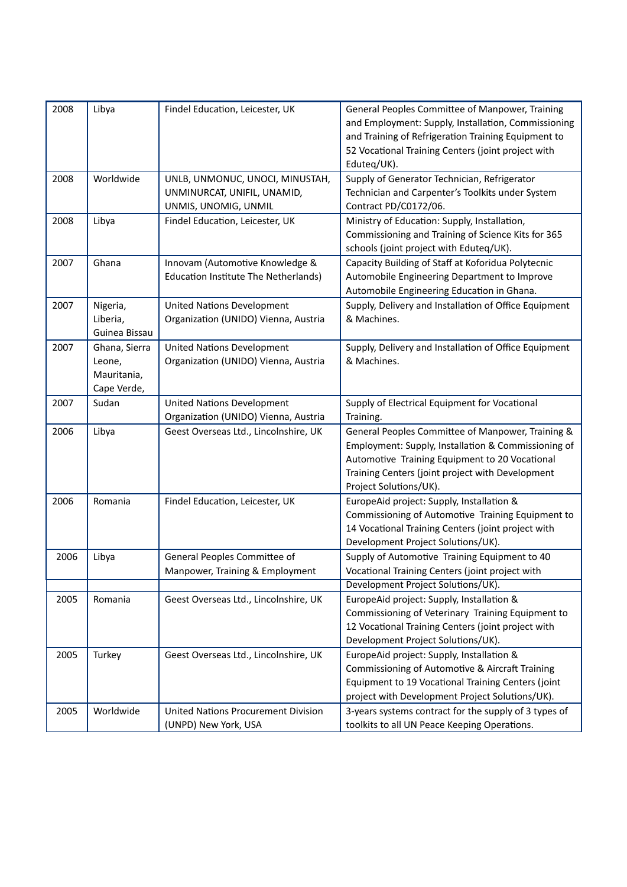| 2008 | Libya | Findel Education, Leicester, UK | General Peoples Committee of Manpower, Training and Employment: Supply, Installation, Commissioning and Training of Refrigeration Training Equipment to 52 Vocational Training Centers (joint project with Eduteq/UK). |
|---|---|---|---|
| 2008 | Worldwide | UNLB, UNMONUC, UNOCI, MINUSTAH, UNMINURCAT, UNIFIL, UNAMID, UNMIS, UNOMIG, UNMIL | Supply of Generator Technician, Refrigerator Technician and Carpenter's Toolkits under System Contract PD/C0172/06. |
| 2008 | Libya | Findel Education, Leicester, UK | Ministry of Education: Supply, Installation, Commissioning and Training of Science Kits for 365 schools (joint project with Eduteq/UK). |
| 2007 | Ghana | Innovam (Automotive Knowledge & Education Institute The Netherlands) | Capacity Building of Staff at Koforidua Polytecnic Automobile Engineering Department to Improve Automobile Engineering Education in Ghana. |
| 2007 | Nigeria, Liberia, Guinea Bissau | United Nations Development Organization (UNIDO) Vienna, Austria | Supply, Delivery and Installation of Office Equipment & Machines. |
| 2007 | Ghana, Sierra Leone, Mauritania, Cape Verde, | United Nations Development Organization (UNIDO) Vienna, Austria | Supply, Delivery and Installation of Office Equipment & Machines. |
| 2007 | Sudan | United Nations Development Organization (UNIDO) Vienna, Austria | Supply of Electrical Equipment for Vocational Training. |
| 2006 | Libya | Geest Overseas Ltd., Lincolnshire, UK | General Peoples Committee of Manpower, Training & Employment: Supply, Installation & Commissioning of Automotive Training Equipment to 20 Vocational Training Centers (joint project with Development Project Solutions/UK). |
| 2006 | Romania | Findel Education, Leicester, UK | EuropeAid project: Supply, Installation & Commissioning of Automotive Training Equipment to 14 Vocational Training Centers (joint project with Development Project Solutions/UK). |
| 2006 | Libya | General Peoples Committee of Manpower, Training & Employment | Supply of Automotive Training Equipment to 40 Vocational Training Centers (joint project with Development Project Solutions/UK). |
| 2005 | Romania | Geest Overseas Ltd., Lincolnshire, UK | EuropeAid project: Supply, Installation & Commissioning of Veterinary Training Equipment to 12 Vocational Training Centers (joint project with Development Project Solutions/UK). |
| 2005 | Turkey | Geest Overseas Ltd., Lincolnshire, UK | EuropeAid project: Supply, Installation & Commissioning of Automotive & Aircraft Training Equipment to 19 Vocational Training Centers (joint project with Development Project Solutions/UK). |
| 2005 | Worldwide | United Nations Procurement Division (UNPD) New York, USA | 3-years systems contract for the supply of 3 types of toolkits to all UN Peace Keeping Operations. |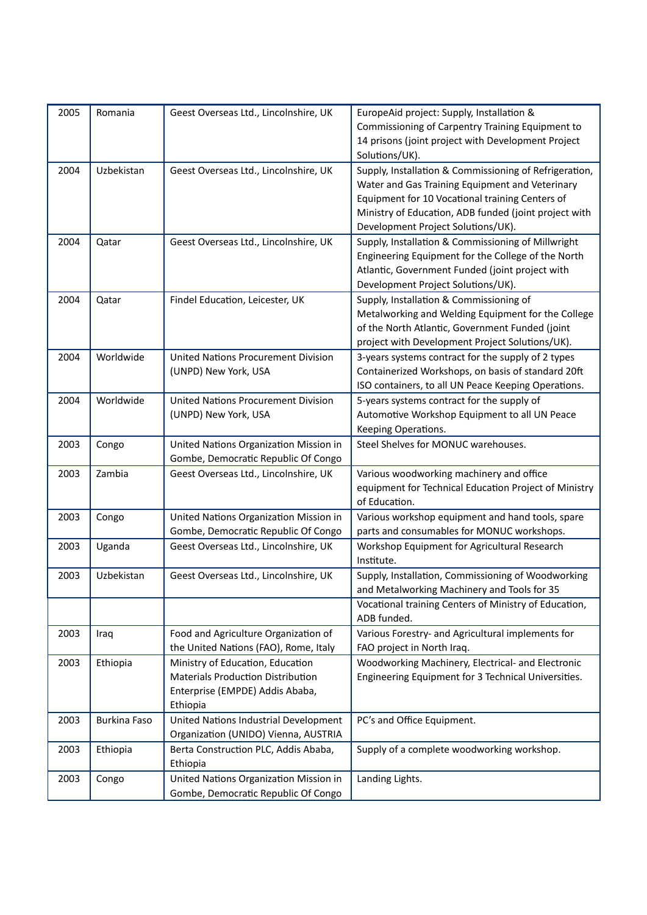| 2005 | Romania | Geest Overseas Ltd., Lincolnshire, UK | EuropeAid project: Supply, Installation & Commissioning of Carpentry Training Equipment to 14 prisons (joint project with Development Project Solutions/UK). |
|---|---|---|---|
| 2004 | Uzbekistan | Geest Overseas Ltd., Lincolnshire, UK | Supply, Installation & Commissioning of Refrigeration, Water and Gas Training Equipment and Veterinary Equipment for 10 Vocational training Centers of Ministry of Education, ADB funded (joint project with Development Project Solutions/UK). |
| 2004 | Qatar | Geest Overseas Ltd., Lincolnshire, UK | Supply, Installation & Commissioning of Millwright Engineering Equipment for the College of the North Atlantic, Government Funded (joint project with Development Project Solutions/UK). |
| 2004 | Qatar | Findel Education, Leicester, UK | Supply, Installation & Commissioning of Metalworking and Welding Equipment for the College of the North Atlantic, Government Funded (joint project with Development Project Solutions/UK). |
| 2004 | Worldwide | United Nations Procurement Division (UNPD) New York, USA | 3-years systems contract for the supply of 2 types Containerized Workshops, on basis of standard 20ft ISO containers, to all UN Peace Keeping Operations. |
| 2004 | Worldwide | United Nations Procurement Division (UNPD) New York, USA | 5-years systems contract for the supply of Automotive Workshop Equipment to all UN Peace Keeping Operations. |
| 2003 | Congo | United Nations Organization Mission in Gombe, Democratic Republic Of Congo | Steel Shelves for MONUC warehouses. |
| 2003 | Zambia | Geest Overseas Ltd., Lincolnshire, UK | Various woodworking machinery and office equipment for Technical Education Project of Ministry of Education. |
| 2003 | Congo | United Nations Organization Mission in Gombe, Democratic Republic Of Congo | Various workshop equipment and hand tools, spare parts and consumables for MONUC workshops. |
| 2003 | Uganda | Geest Overseas Ltd., Lincolnshire, UK | Workshop Equipment for Agricultural Research Institute. |
| 2003 | Uzbekistan | Geest Overseas Ltd., Lincolnshire, UK | Supply, Installation, Commissioning of Woodworking and Metalworking Machinery and Tools for 35 |
| | | | Vocational training Centers of Ministry of Education, ADB funded. |
| 2003 | Iraq | Food and Agriculture Organization of the United Nations (FAO), Rome, Italy | Various Forestry- and Agricultural implements for FAO project in North Iraq. |
| 2003 | Ethiopia | Ministry of Education, Education Materials Production Distribution Enterprise (EMPDE) Addis Ababa, Ethiopia | Woodworking Machinery, Electrical- and Electronic Engineering Equipment for 3 Technical Universities. |
| 2003 | Burkina Faso | United Nations Industrial Development Organization (UNIDO) Vienna, AUSTRIA | PC's and Office Equipment. |
| 2003 | Ethiopia | Berta Construction PLC, Addis Ababa, Ethiopia | Supply of a complete woodworking workshop. |
| 2003 | Congo | United Nations Organization Mission in Gombe, Democratic Republic Of Congo | Landing Lights. |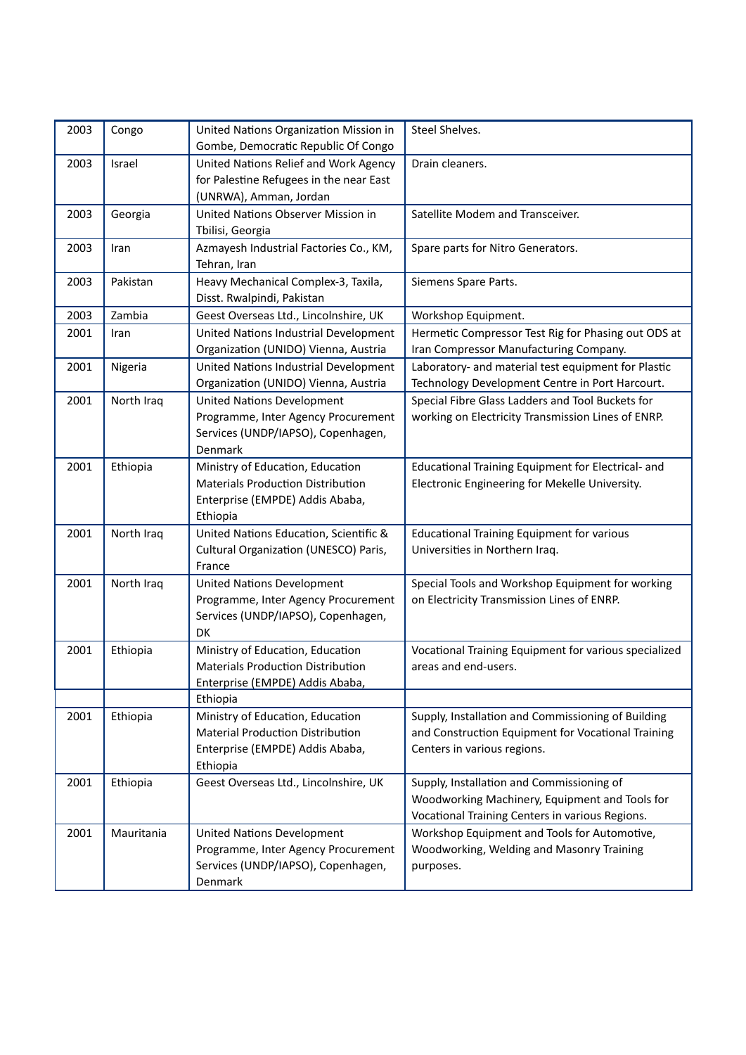| 2003 | Congo | United Nations Organization Mission in Gombe, Democratic Republic Of Congo | Steel Shelves. |
|---|---|---|---|
| 2003 | Israel | United Nations Relief and Work Agency for Palestine Refugees in the near East (UNRWA), Amman, Jordan | Drain cleaners. |
| 2003 | Georgia | United Nations Observer Mission in Tbilisi, Georgia | Satellite Modem and Transceiver. |
| 2003 | Iran | Azmayesh Industrial Factories Co., KM, Tehran, Iran | Spare parts for Nitro Generators. |
| 2003 | Pakistan | Heavy Mechanical Complex-3, Taxila, Disst. Rwalpindi, Pakistan | Siemens Spare Parts. |
| 2003 | Zambia | Geest Overseas Ltd., Lincolnshire, UK | Workshop Equipment. |
| 2001 | Iran | United Nations Industrial Development Organization (UNIDO) Vienna, Austria | Hermetic Compressor Test Rig for Phasing out ODS at Iran Compressor Manufacturing Company. |
| 2001 | Nigeria | United Nations Industrial Development Organization (UNIDO) Vienna, Austria | Laboratory- and material test equipment for Plastic Technology Development Centre in Port Harcourt. |
| 2001 | North Iraq | United Nations Development Programme, Inter Agency Procurement Services (UNDP/IAPSO), Copenhagen, Denmark | Special Fibre Glass Ladders and Tool Buckets for working on Electricity Transmission Lines of ENRP. |
| 2001 | Ethiopia | Ministry of Education, Education Materials Production Distribution Enterprise (EMPDE) Addis Ababa, Ethiopia | Educational Training Equipment for Electrical- and Electronic Engineering for Mekelle University. |
| 2001 | North Iraq | United Nations Education, Scientific & Cultural Organization (UNESCO) Paris, France | Educational Training Equipment for various Universities in Northern Iraq. |
| 2001 | North Iraq | United Nations Development Programme, Inter Agency Procurement Services (UNDP/IAPSO), Copenhagen, DK | Special Tools and Workshop Equipment for working on Electricity Transmission Lines of ENRP. |
| 2001 | Ethiopia | Ministry of Education, Education Materials Production Distribution Enterprise (EMPDE) Addis Ababa, Ethiopia | Vocational Training Equipment for various specialized areas and end-users. |
| 2001 | Ethiopia | Ministry of Education, Education Material Production Distribution Enterprise (EMPDE) Addis Ababa, Ethiopia | Supply, Installation and Commissioning of Building and Construction Equipment for Vocational Training Centers in various regions. |
| 2001 | Ethiopia | Geest Overseas Ltd., Lincolnshire, UK | Supply, Installation and Commissioning of Woodworking Machinery, Equipment and Tools for Vocational Training Centers in various Regions. |
| 2001 | Mauritania | United Nations Development Programme, Inter Agency Procurement Services (UNDP/IAPSO), Copenhagen, Denmark | Workshop Equipment and Tools for Automotive, Woodworking, Welding and Masonry Training purposes. |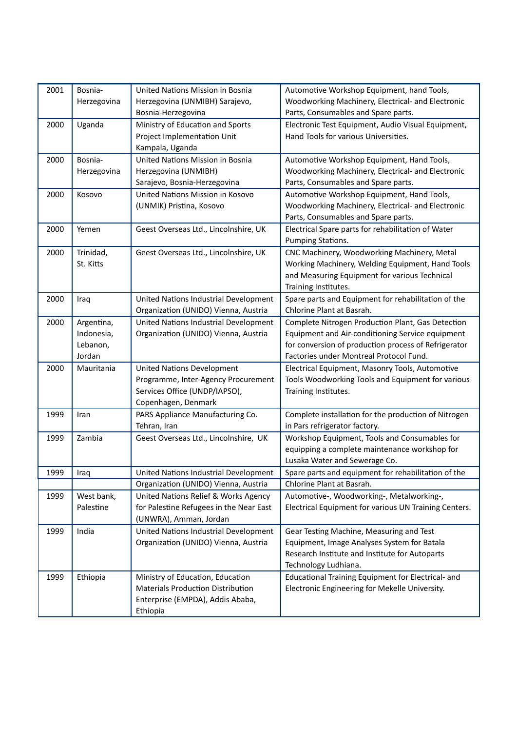| 2001 | Bosnia-Herzegovina | United Nations Mission in Bosnia Herzegovina (UNMIBH) Sarajevo, Bosnia-Herzegovina | Automotive Workshop Equipment, hand Tools, Woodworking Machinery, Electrical- and Electronic Parts, Consumables and Spare parts. |
|---|---|---|---|
| 2000 | Uganda | Ministry of Education and Sports Project Implementation Unit Kampala, Uganda | Electronic Test Equipment, Audio Visual Equipment, Hand Tools for various Universities. |
| 2000 | Bosnia-Herzegovina | United Nations Mission in Bosnia Herzegovina (UNMIBH) Sarajevo, Bosnia-Herzegovina | Automotive Workshop Equipment, Hand Tools, Woodworking Machinery, Electrical- and Electronic Parts, Consumables and Spare parts. |
| 2000 | Kosovo | United Nations Mission in Kosovo (UNMIK) Pristina, Kosovo | Automotive Workshop Equipment, Hand Tools, Woodworking Machinery, Electrical- and Electronic Parts, Consumables and Spare parts. |
| 2000 | Yemen | Geest Overseas Ltd., Lincolnshire, UK | Electrical Spare parts for rehabilitation of Water Pumping Stations. |
| 2000 | Trinidad, St. Kitts | Geest Overseas Ltd., Lincolnshire, UK | CNC Machinery, Woodworking Machinery, Metal Working Machinery, Welding Equipment, Hand Tools and Measuring Equipment for various Technical Training Institutes. |
| 2000 | Iraq | United Nations Industrial Development Organization (UNIDO) Vienna, Austria | Spare parts and Equipment for rehabilitation of the Chlorine Plant at Basrah. |
| 2000 | Argentina, Indonesia, Lebanon, Jordan | United Nations Industrial Development Organization (UNIDO) Vienna, Austria | Complete Nitrogen Production Plant, Gas Detection Equipment and Air-conditioning Service equipment for conversion of production process of Refrigerator Factories under Montreal Protocol Fund. |
| 2000 | Mauritania | United Nations Development Programme, Inter-Agency Procurement Services Office (UNDP/IAPSO), Copenhagen, Denmark | Electrical Equipment, Masonry Tools, Automotive Tools Woodworking Tools and Equipment for various Training Institutes. |
| 1999 | Iran | PARS Appliance Manufacturing Co. Tehran, Iran | Complete installation for the production of Nitrogen in Pars refrigerator factory. |
| 1999 | Zambia | Geest Overseas Ltd., Lincolnshire, UK | Workshop Equipment, Tools and Consumables for equipping a complete maintenance workshop for Lusaka Water and Sewerage Co. |
| 1999 | Iraq | United Nations Industrial Development Organization (UNIDO) Vienna, Austria | Spare parts and equipment for rehabilitation of the Chlorine Plant at Basrah. |
| 1999 | West bank, Palestine | United Nations Relief & Works Agency for Palestine Refugees in the Near East (UNWRA), Amman, Jordan | Automotive-, Woodworking-, Metalworking-, Electrical Equipment for various UN Training Centers. |
| 1999 | India | United Nations Industrial Development Organization (UNIDO) Vienna, Austria | Gear Testing Machine, Measuring and Test Equipment, Image Analyses System for Batala Research Institute and Institute for Autoparts Technology Ludhiana. |
| 1999 | Ethiopia | Ministry of Education, Education Materials Production Distribution Enterprise (EMPDA), Addis Ababa, Ethiopia | Educational Training Equipment for Electrical- and Electronic Engineering for Mekelle University. |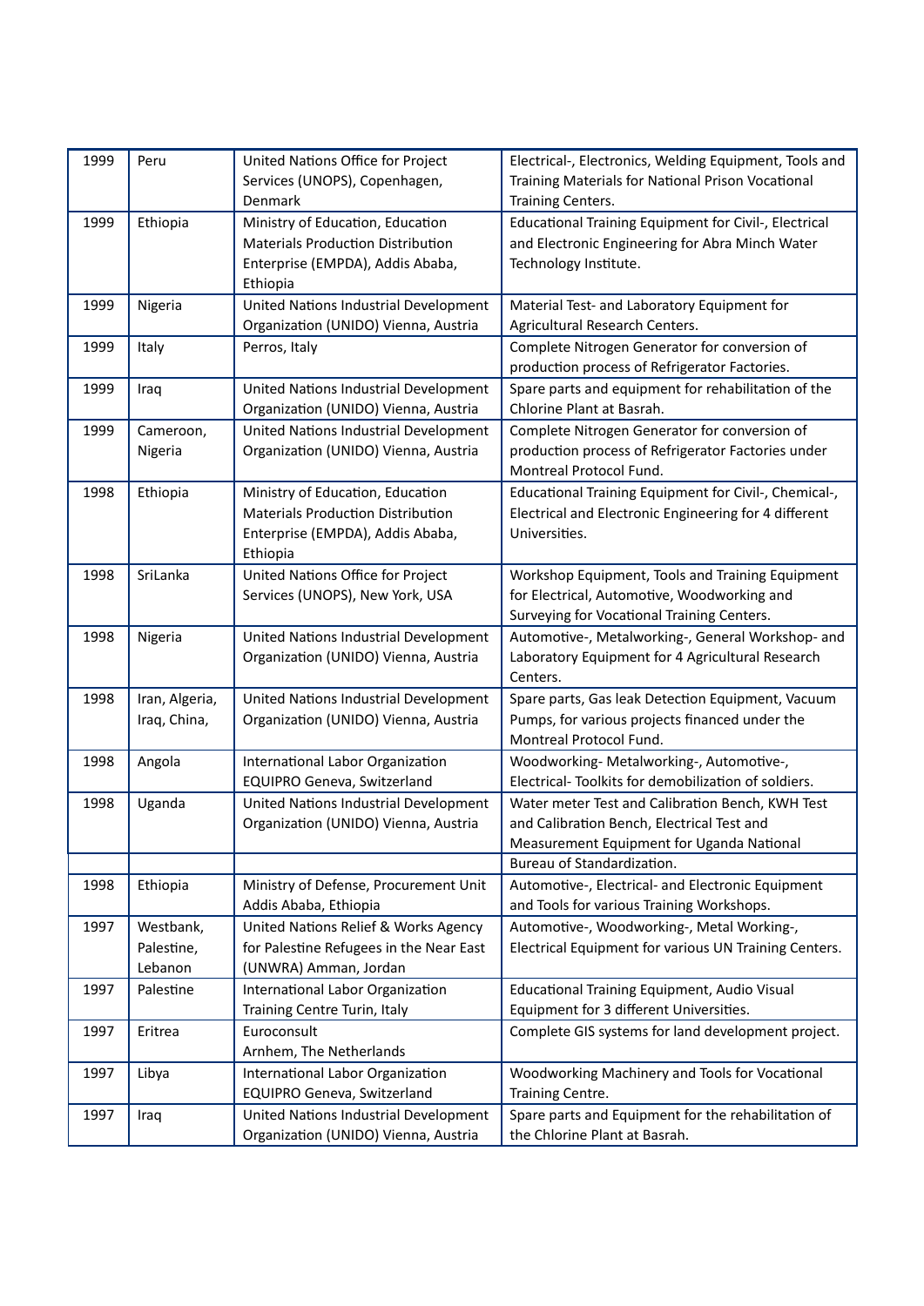| 1999 | Peru | United Nations Office for Project Services (UNOPS), Copenhagen, Denmark | Electrical-, Electronics, Welding Equipment, Tools and Training Materials for National Prison Vocational Training Centers. |
|---|---|---|---|
| 1999 | Ethiopia | Ministry of Education, Education Materials Production Distribution Enterprise (EMPDA), Addis Ababa, Ethiopia | Educational Training Equipment for Civil-, Electrical and Electronic Engineering for Abra Minch Water Technology Institute. |
| 1999 | Nigeria | United Nations Industrial Development Organization (UNIDO) Vienna, Austria | Material Test- and Laboratory Equipment for Agricultural Research Centers. |
| 1999 | Italy | Perros, Italy | Complete Nitrogen Generator for conversion of production process of Refrigerator Factories. |
| 1999 | Iraq | United Nations Industrial Development Organization (UNIDO) Vienna, Austria | Spare parts and equipment for rehabilitation of the Chlorine Plant at Basrah. |
| 1999 | Cameroon, Nigeria | United Nations Industrial Development Organization (UNIDO) Vienna, Austria | Complete Nitrogen Generator for conversion of production process of Refrigerator Factories under Montreal Protocol Fund. |
| 1998 | Ethiopia | Ministry of Education, Education Materials Production Distribution Enterprise (EMPDA), Addis Ababa, Ethiopia | Educational Training Equipment for Civil-, Chemical-, Electrical and Electronic Engineering for 4 different Universities. |
| 1998 | SriLanka | United Nations Office for Project Services (UNOPS), New York, USA | Workshop Equipment, Tools and Training Equipment for Electrical, Automotive, Woodworking and Surveying for Vocational Training Centers. |
| 1998 | Nigeria | United Nations Industrial Development Organization (UNIDO) Vienna, Austria | Automotive-, Metalworking-, General Workshop- and Laboratory Equipment for 4 Agricultural Research Centers. |
| 1998 | Iran, Algeria, Iraq, China, | United Nations Industrial Development Organization (UNIDO) Vienna, Austria | Spare parts, Gas leak Detection Equipment, Vacuum Pumps, for various projects financed under the Montreal Protocol Fund. |
| 1998 | Angola | International Labor Organization EQUIPRO Geneva, Switzerland | Woodworking- Metalworking-, Automotive-, Electrical- Toolkits for demobilization of soldiers. |
| 1998 | Uganda | United Nations Industrial Development Organization (UNIDO) Vienna, Austria | Water meter Test and Calibration Bench, KWH Test and Calibration Bench, Electrical Test and Measurement Equipment for Uganda National |
| | | | Bureau of Standardization. |
| 1998 | Ethiopia | Ministry of Defense, Procurement Unit Addis Ababa, Ethiopia | Automotive-, Electrical- and Electronic Equipment and Tools for various Training Workshops. |
| 1997 | Westbank, Palestine, Lebanon | United Nations Relief & Works Agency for Palestine Refugees in the Near East (UNWRA) Amman, Jordan | Automotive-, Woodworking-, Metal Working-, Electrical Equipment for various UN Training Centers. |
| 1997 | Palestine | International Labor Organization Training Centre Turin, Italy | Educational Training Equipment, Audio Visual Equipment for 3 different Universities. |
| 1997 | Eritrea | Euroconsult Arnhem, The Netherlands | Complete GIS systems for land development project. |
| 1997 | Libya | International Labor Organization EQUIPRO Geneva, Switzerland | Woodworking Machinery and Tools for Vocational Training Centre. |
| 1997 | Iraq | United Nations Industrial Development Organization (UNIDO) Vienna, Austria | Spare parts and Equipment for the rehabilitation of the Chlorine Plant at Basrah. |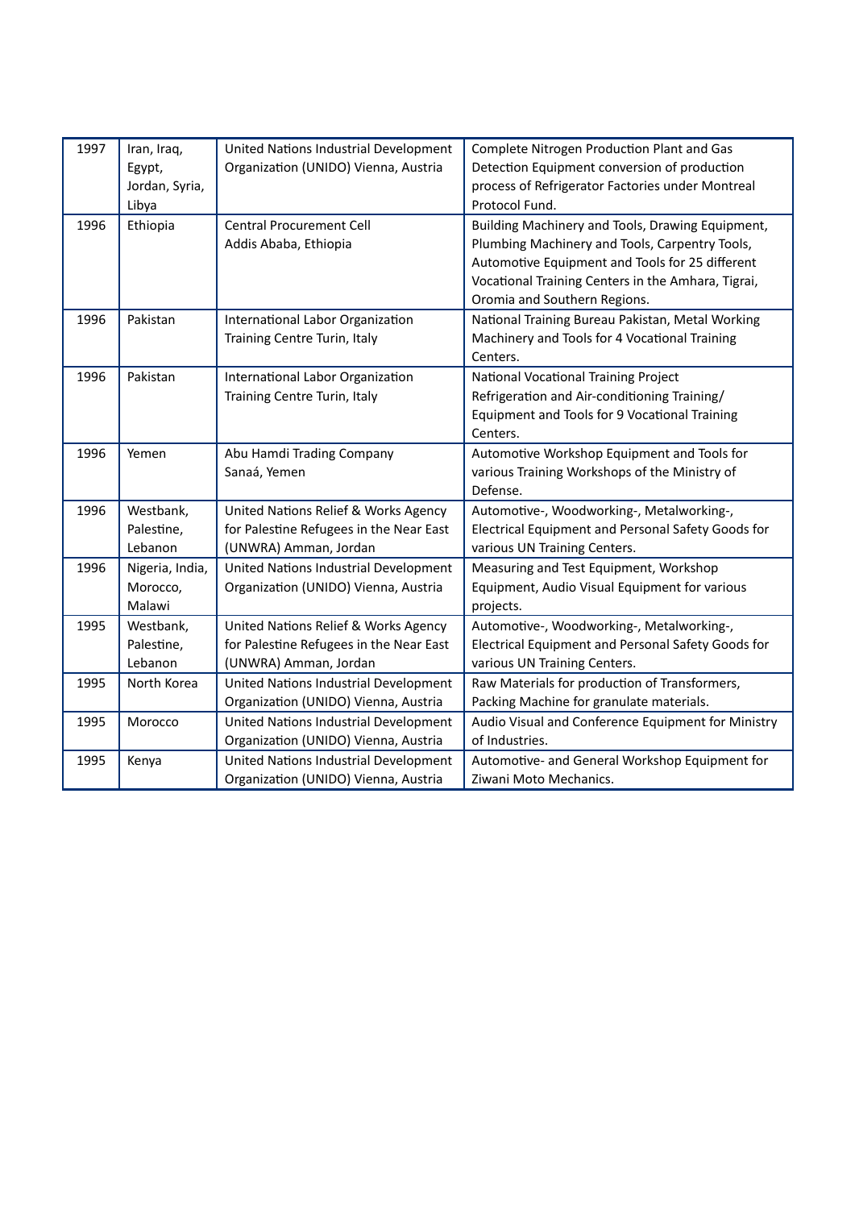| | | | |
|---|---|---|---|
| 1997 | Iran, Iraq, Egypt, Jordan, Syria, Libya | United Nations Industrial Development Organization (UNIDO) Vienna, Austria | Complete Nitrogen Production Plant and Gas Detection Equipment conversion of production process of Refrigerator Factories under Montreal Protocol Fund. |
| 1996 | Ethiopia | Central Procurement Cell Addis Ababa, Ethiopia | Building Machinery and Tools, Drawing Equipment, Plumbing Machinery and Tools, Carpentry Tools, Automotive Equipment and Tools for 25 different Vocational Training Centers in the Amhara, Tigrai, Oromia and Southern Regions. |
| 1996 | Pakistan | International Labor Organization Training Centre Turin, Italy | National Training Bureau Pakistan, Metal Working Machinery and Tools for 4 Vocational Training Centers. |
| 1996 | Pakistan | International Labor Organization Training Centre Turin, Italy | National Vocational Training Project Refrigeration and Air-conditioning Training/ Equipment and Tools for 9 Vocational Training Centers. |
| 1996 | Yemen | Abu Hamdi Trading Company Sanaá, Yemen | Automotive Workshop Equipment and Tools for various Training Workshops of the Ministry of Defense. |
| 1996 | Westbank, Palestine, Lebanon | United Nations Relief & Works Agency for Palestine Refugees in the Near East (UNWRA) Amman, Jordan | Automotive-, Woodworking-, Metalworking-, Electrical Equipment and Personal Safety Goods for various UN Training Centers. |
| 1996 | Nigeria, India, Morocco, Malawi | United Nations Industrial Development Organization (UNIDO) Vienna, Austria | Measuring and Test Equipment, Workshop Equipment, Audio Visual Equipment for various projects. |
| 1995 | Westbank, Palestine, Lebanon | United Nations Relief & Works Agency for Palestine Refugees in the Near East (UNWRA) Amman, Jordan | Automotive-, Woodworking-, Metalworking-, Electrical Equipment and Personal Safety Goods for various UN Training Centers. |
| 1995 | North Korea | United Nations Industrial Development Organization (UNIDO) Vienna, Austria | Raw Materials for production of Transformers, Packing Machine for granulate materials. |
| 1995 | Morocco | United Nations Industrial Development Organization (UNIDO) Vienna, Austria | Audio Visual and Conference Equipment for Ministry of Industries. |
| 1995 | Kenya | United Nations Industrial Development Organization (UNIDO) Vienna, Austria | Automotive- and General Workshop Equipment for Ziwani Moto Mechanics. |